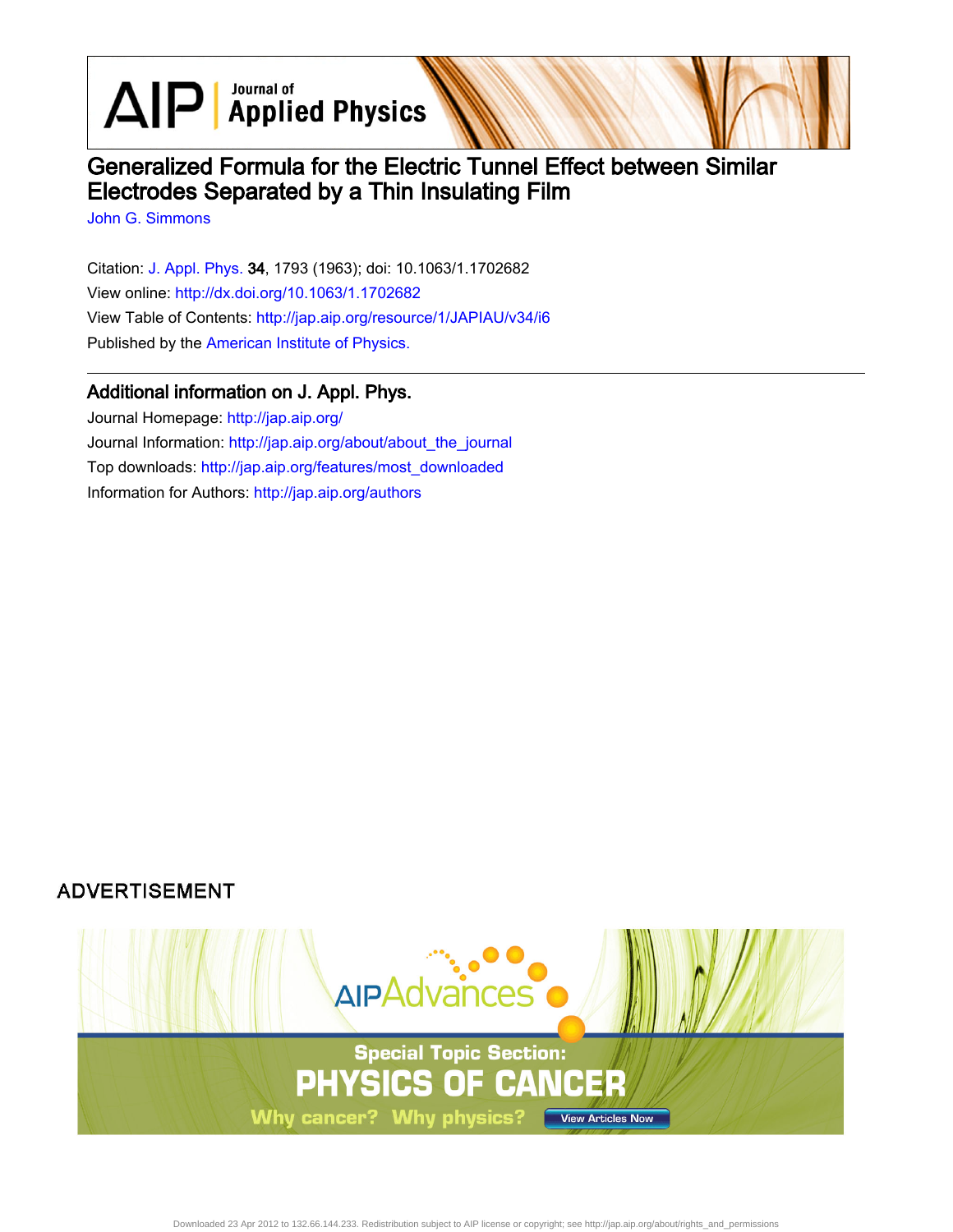# Generalized Formula for the Electric Tunnel Effect between Similar Electrodes Separated by a Thin Insulating Film

John G. Simmons

Citation: J. Appl. Phys. **34**, 1793 (1963); doi: 10.1063/1.1702682

View online: http://dx.doi.org/10.1063/1.1702682

View Table of Contents: http://jap.aip.org/resource/1/JAPIAU/v34/i6

Published by the American Institute of Physics.

## Additional information on J. Appl. Phys.

Journal Homepage: http://jap.aip.org/

Journal Information: http://jap.aip.org/about/about_the_journal

Top downloads: http://jap.aip.org/features/most_downloaded

Information for Authors: http://jap.aip.org/authors

ADVERTISEMENT

AIPAdvances

Special Topic Section:

PHYSICS OF CANCER

Why cancer? Why physics?

View Articles Now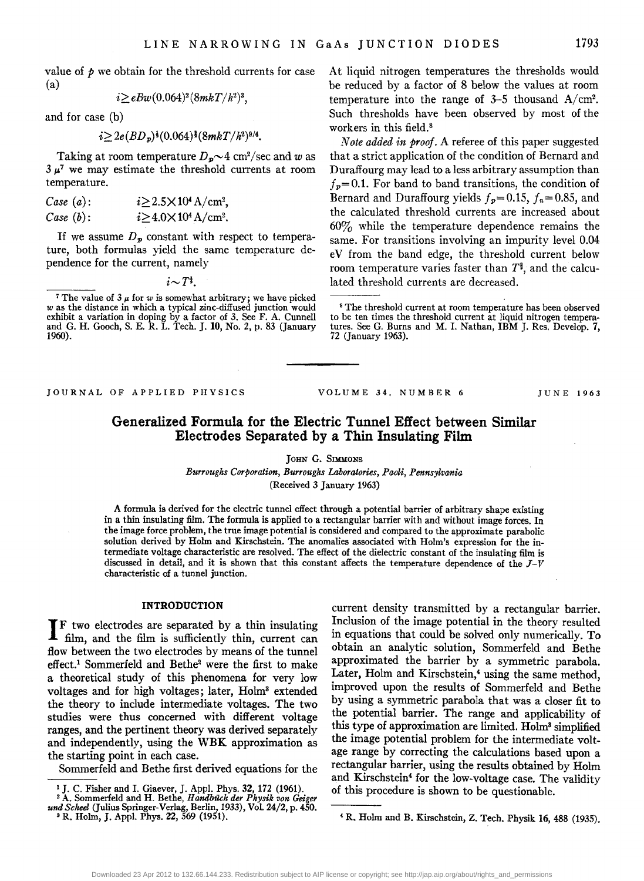value of $p$ we obtain for the threshold currents for case (a)

$$i \geq eBw(0.064)^2(8mkT/h^2)^3,$$

and for case (b)

$$i \geq 2e(BD_p)^{\frac{1}{2}}(0.064)^{\frac{3}{2}}(8mkT/h^2)^{9/4}.$$

Taking at room temperature $D_p \sim 4$ cm²/sec and $w$ as $3\ \mu$[7] we may estimate the threshold currents at room temperature.

*Case (a)*: $i \geq 2.5\times10^4$ A/cm²,

*Case (b)*: $i \geq 4.0\times10^4$ A/cm².

If we assume $D_p$ constant with respect to temperature, both formulas yield the same temperature dependence for the current, namely

$$i \sim T^{\frac{3}{2}}.$$

At liquid nitrogen temperatures the thresholds would be reduced by a factor of 8 below the values at room temperature into the range of 3–5 thousand A/cm². Such thresholds have been observed by most of the workers in this field.[8]

*Note added in proof.* A referee of this paper suggested that a strict application of the condition of Bernard and Duraffourg may lead to a less arbitrary assumption than $f_p = 0.1$. For band to band transitions, the condition of Bernard and Duraffourg yields $f_p = 0.15$, $f_n = 0.85$, and the calculated threshold currents are increased about 60% while the temperature dependence remains the same. For transitions involving an impurity level 0.04 eV from the band edge, the threshold current below room temperature varies faster than $T^{\frac{3}{2}}$, and the calculated threshold currents are decreased.

[7] The value of $3\ \mu$ for $w$ is somewhat arbitrary; we have picked $w$ as the distance in which a typical zinc-diffused junction would exhibit a variation in doping by a factor of 3. See F. A. Cunnell and G. H. Gooch, S. E. R. L. Tech. J. **10**, No. 2, p. 83 (January 1960).

[8] The threshold current at room temperature has been observed to be ten times the threshold current at liquid nitrogen temperatures. See G. Burns and M. I. Nathan, IBM J. Res. Develop. **7**, 72 (January 1963).

---

JOURNAL OF APPLIED PHYSICS VOLUME 34, NUMBER 6 JUNE 1963

# Generalized Formula for the Electric Tunnel Effect between Similar Electrodes Separated by a Thin Insulating Film

JOHN G. SIMMONS

*Burroughs Corporation, Burroughs Laboratories, Paoli, Pennsylvania*

(Received 3 January 1963)

A formula is derived for the electric tunnel effect through a potential barrier of arbitrary shape existing in a thin insulating film. The formula is applied to a rectangular barrier with and without image forces. In the image force problem, the true image potential is considered and compared to the approximate parabolic solution derived by Holm and Kirschstein. The anomalies associated with Holm's expression for the intermediate voltage characteristic are resolved. The effect of the dielectric constant of the insulating film is discussed in detail, and it is shown that this constant affects the temperature dependence of the $J$–$V$ characteristic of a tunnel junction.

## INTRODUCTION

If two electrodes are separated by a thin insulating film, and the film is sufficiently thin, current can flow between the two electrodes by means of the tunnel effect.[1] Sommerfeld and Bethe[2] were the first to make a theoretical study of this phenomena for very low voltages and for high voltages; later, Holm[3] extended the theory to include intermediate voltages. The two studies were thus concerned with different voltage ranges, and the pertinent theory was derived separately and independently, using the WBK approximation as the starting point in each case.

Sommerfeld and Bethe first derived equations for the current density transmitted by a rectangular barrier. Inclusion of the image potential in the theory resulted in equations that could be solved only numerically. To obtain an analytic solution, Sommerfeld and Bethe approximated the barrier by a symmetric parabola. Later, Holm and Kirschstein,[4] using the same method, improved upon the results of Sommerfeld and Bethe by using a symmetric parabola that was a closer fit to the potential barrier. The range and applicability of this type of approximation are limited. Holm[3] simplified the image potential problem for the intermediate voltage range by correcting the calculations based upon a rectangular barrier, using the results obtained by Holm and Kirschstein[4] for the low-voltage case. The validity of this procedure is shown to be questionable.

[1] J. C. Fisher and I. Giaever, J. Appl. Phys. **32**, 172 (1961).

[2] A. Sommerfeld and H. Bethe, *Handbüch der Physik von Geiger und Scheel* (Julius Springer-Verlag, Berlin, 1933), Vol. 24/2, p. 450.

[3] R. Holm, J. Appl. Phys. **22**, 569 (1951).

[4] R. Holm and B. Kirschstein, Z. Tech. Physik **16**, 488 (1935).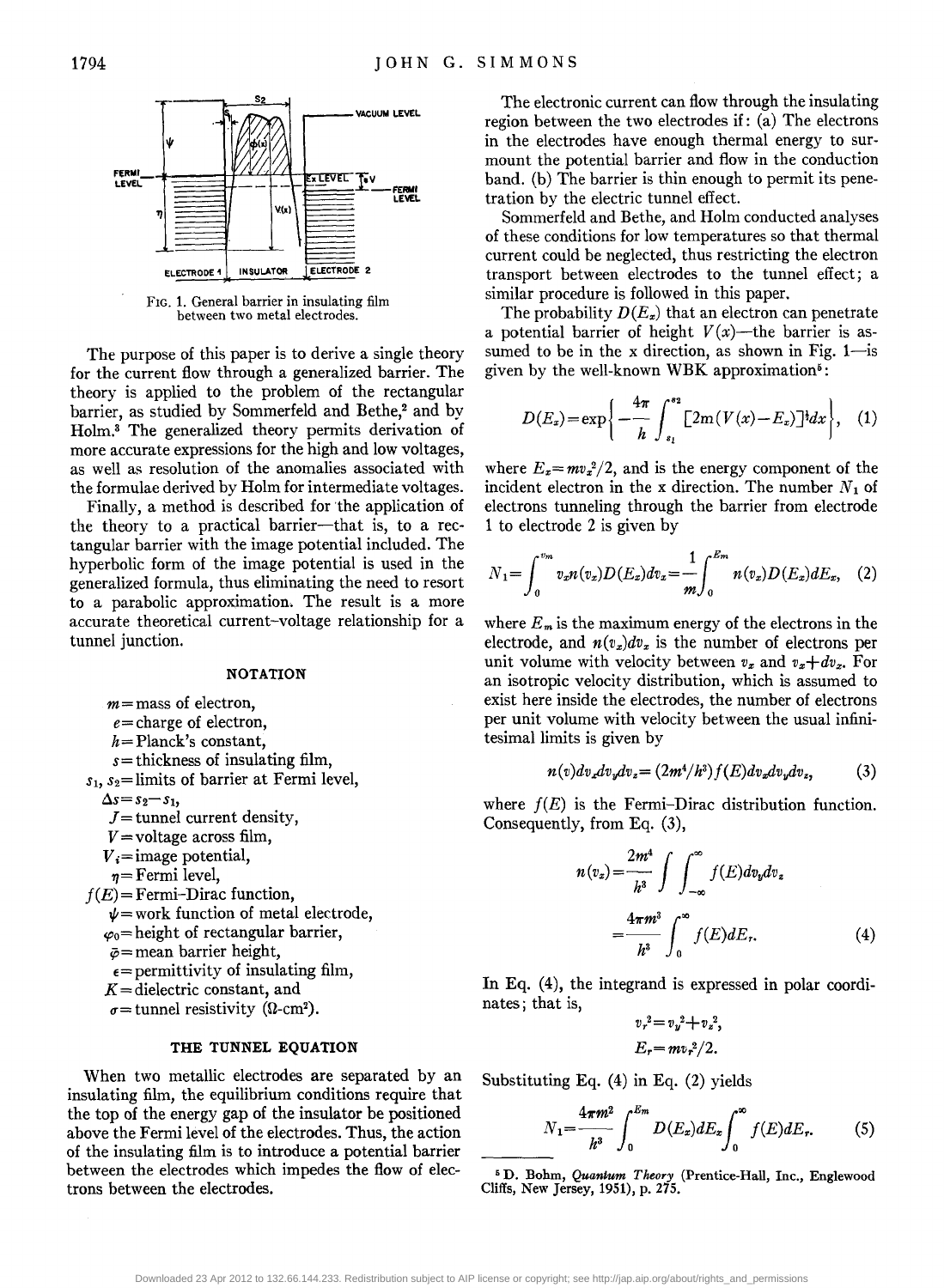FIG. 1. General barrier in insulating film between two metal electrodes.

The purpose of this paper is to derive a single theory for the current flow through a generalized barrier. The theory is applied to the problem of the rectangular barrier, as studied by Sommerfeld and Bethe,[2] and by Holm.[3] The generalized theory permits derivation of more accurate expressions for the high and low voltages, as well as resolution of the anomalies associated with the formulae derived by Holm for intermediate voltages.

Finally, a method is described for the application of the theory to a practical barrier—that is, to a rectangular barrier with the image potential included. The hyperbolic form of the image potential is used in the generalized formula, thus eliminating the need to resort to a parabolic approximation. The result is a more accurate theoretical current-voltage relationship for a tunnel junction.

## NOTATION

- $m$ = mass of electron,
- $e$ = charge of electron,
- $h$ = Planck's constant,
- $s$ = thickness of insulating film,
- $s_1$, $s_2$ = limits of barrier at Fermi level,
- $\Delta s = s_2 - s_1$,
- $J$ = tunnel current density,
- $V$ = voltage across film,
- $V_i$ = image potential,
- $\eta$ = Fermi level,
- $f(E)$ = Fermi-Dirac function,
- $\psi$ = work function of metal electrode,
- $\varphi_0$ = height of rectangular barrier,
- $\bar{\varphi}$ = mean barrier height,
- $\epsilon$ = permittivity of insulating film,
- $K$ = dielectric constant, and
- $\sigma$ = tunnel resistivity ($\Omega$-cm$^2$).

## THE TUNNEL EQUATION

When two metallic electrodes are separated by an insulating film, the equilibrium conditions require that the top of the energy gap of the insulator be positioned above the Fermi level of the electrodes. Thus, the action of the insulating film is to introduce a potential barrier between the electrodes which impedes the flow of electrons between the electrodes.

The electronic current can flow through the insulating region between the two electrodes if: (a) The electrons in the electrodes have enough thermal energy to surmount the potential barrier and flow in the conduction band. (b) The barrier is thin enough to permit its penetration by the electric tunnel effect.

Sommerfeld and Bethe, and Holm conducted analyses of these conditions for low temperatures so that thermal current could be neglected, thus restricting the electron transport between electrodes to the tunnel effect; a similar procedure is followed in this paper.

The probability $D(E_x)$ that an electron can penetrate a potential barrier of height $V(x)$—the barrier is assumed to be in the x direction, as shown in Fig. 1—is given by the well-known WBK approximation[5]:

$$D(E_x) = \exp\left\{ -\frac{4\pi}{h} \int_{s_1}^{s_2} [2m(V(x) - E_x)]^{\frac{1}{2}} dx \right\}, \quad (1)$$

where $E_x = mv_x^2/2$, and is the energy component of the incident electron in the x direction. The number $N_1$ of electrons tunneling through the barrier from electrode 1 to electrode 2 is given by

$$N_1 = \int_0^{v_m} v_x n(v_x) D(E_x) dv_x = \frac{1}{m} \int_0^{E_m} n(v_x) D(E_x) dE_x, \quad (2)$$

where $E_m$ is the maximum energy of the electrons in the electrode, and $n(v_x)dv_x$ is the number of electrons per unit volume with velocity between $v_x$ and $v_x + dv_x$. For an isotropic velocity distribution, which is assumed to exist here inside the electrodes, the number of electrons per unit volume with velocity between the usual infinitesimal limits is given by

$$n(v) dv_x dv_y dv_z = (2m^4/h^3) f(E) dv_x dv_y dv_z, \quad (3)$$

where $f(E)$ is the Fermi-Dirac distribution function. Consequently, from Eq. (3),

$$n(v_x) = \frac{2m^4}{h^3} \int\int_{-\infty}^{\infty} f(E) dv_y dv_z = \frac{4\pi m^3}{h^3} \int_0^{\infty} f(E) dE_r. \quad (4)$$

In Eq. (4), the integrand is expressed in polar coordinates; that is,

$$v_r^2 = v_y^2 + v_z^2,$$
$$E_r = mv_r^2/2.$$

Substituting Eq. (4) in Eq. (2) yields

$$N_1 = \frac{4\pi m^2}{h^3} \int_0^{E_m} D(E_x) dE_x \int_0^{\infty} f(E) dE_r. \quad (5)$$

[5] D. Bohm, *Quantum Theory* (Prentice-Hall, Inc., Englewood Cliffs, New Jersey, 1951), p. 275.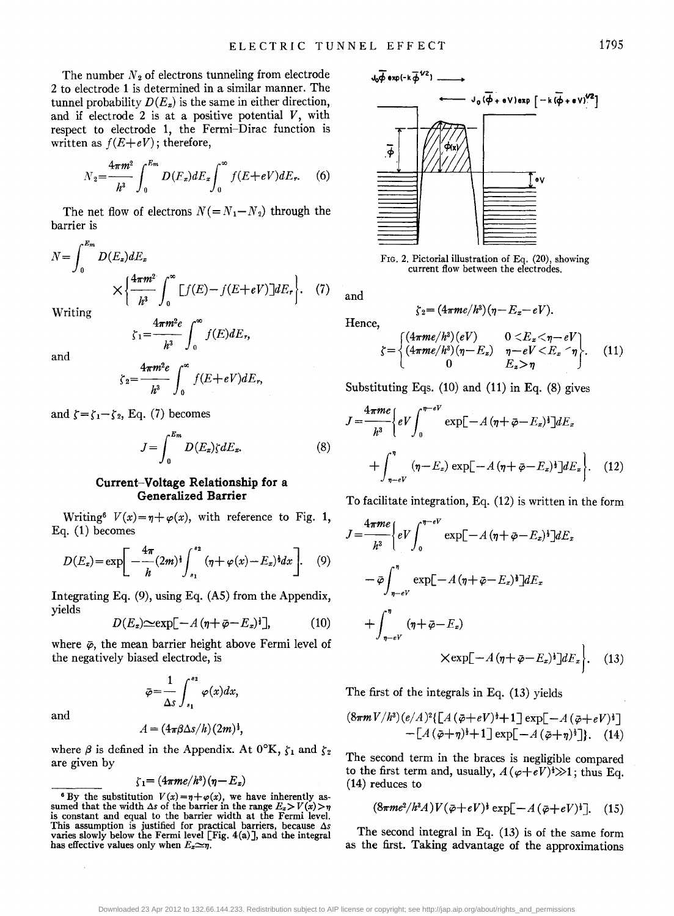The number $N_2$ of electrons tunneling from electrode 2 to electrode 1 is determined in a similar manner. The tunnel probability $D(E_x)$ is the same in either direction, and if electrode 2 is at a positive potential $V$, with respect to electrode 1, the Fermi–Dirac function is written as $f(E+eV)$; therefore,

$$N_2 = \frac{4\pi m^2}{h^3}\int_0^{E_m} D(F_x)dE_x \int_0^\infty f(E+eV)dE_r. \quad (6)$$

The net flow of electrons $N(=N_1-N_2)$ through the barrier is

$$N = \int_0^{E_m} D(E_x)dE_x \times \left\{\frac{4\pi m^2}{h^3}\int_0^\infty [f(E)-f(E+eV)]dE_r\right\}. \quad (7)$$

Writing

$$\zeta_1 = \frac{4\pi m^2 e}{h^3}\int_0^\infty f(E)dE_r,$$

and

$$\zeta_2 = \frac{4\pi m^2 e}{h^3}\int_0^\infty f(E+eV)dE_r,$$

and $\zeta = \zeta_1 - \zeta_2$, Eq. (7) becomes

$$J = \int_0^{E_m} D(E_x)\zeta dE_x. \quad (8)$$

## Current–Voltage Relationship for a Generalized Barrier

Writing[6] $V(x) = \eta + \varphi(x)$, with reference to Fig. 1, Eq. (1) becomes

$$D(E_x) = \exp\left[-\frac{4\pi}{h}(2m)^{\frac{1}{2}}\int_{s_1}^{s_2}(\eta+\varphi(x)-E_x)^{\frac{1}{2}}dx\right]. \quad (9)$$

Integrating Eq. (9), using Eq. (A5) from the Appendix, yields

$$D(E_x) \simeq \exp[-A(\eta+\bar{\varphi}-E_x)^{\frac{1}{2}}], \quad (10)$$

where $\bar{\varphi}$, the mean barrier height above Fermi level of the negatively biased electrode, is

$$\bar{\varphi} = \frac{1}{\Delta s}\int_{s_1}^{s_2}\varphi(x)dx,$$

and

$$A = (4\pi\beta\Delta s/h)(2m)^{\frac{1}{2}},$$

where $\beta$ is defined in the Appendix. At 0°K, $\zeta_1$ and $\zeta_2$ are given by

$$\zeta_1 = (4\pi me/h^3)(\eta - E_x)$$

and

$$\zeta_2 = (4\pi me/h^3)(\eta - E_x - eV).$$

Hence,

$$\zeta = \begin{cases} (4\pi me/h^3)(eV) & 0 < E_x < \eta - eV \\ (4\pi me/h^3)(\eta - E_x) & \eta - eV < E_x < \eta \\ 0 & E_x > \eta \end{cases}. \quad (11)$$

Substituting Eqs. (10) and (11) in Eq. (8) gives

$$J = \frac{4\pi me}{h^3}\left\{eV\int_0^{\eta-eV}\exp[-A(\eta+\bar{\varphi}-E_x)^{\frac{1}{2}}]dE_x + \int_{\eta-eV}^{\eta}(\eta-E_x)\exp[-A(\eta+\bar{\varphi}-E_x)^{\frac{1}{2}}]dE_x\right\}. \quad (12)$$

To facilitate integration, Eq. (12) is written in the form

$$J = \frac{4\pi me}{h^3}\left\{eV\int_0^{\eta-eV}\exp[-A(\eta+\bar{\varphi}-E_x)^{\frac{1}{2}}]dE_x - \bar{\varphi}\int_{\eta-eV}^{\eta}\exp[-A(\eta+\bar{\varphi}-E_x)^{\frac{1}{2}}]dE_x + \int_{\eta-eV}^{\eta}(\eta+\bar{\varphi}-E_x) \times\exp[-A(\eta+\bar{\varphi}-E_x)^{\frac{1}{2}}]dE_x\right\}. \quad (13)$$

The first of the integrals in Eq. (13) yields

$$(8\pi mV/h^3)(e/A)^2\{[A(\bar{\varphi}+eV)^{\frac{1}{2}}+1]\exp[-A(\bar{\varphi}+eV)^{\frac{1}{2}}] - [A(\bar{\varphi}+\eta)^{\frac{1}{2}}+1]\exp[-A(\bar{\varphi}+\eta)^{\frac{1}{2}}]\}. \quad (14)$$

The second term in the braces is negligible compared to the first term and, usually, $A(\varphi+eV)^{\frac{1}{2}} \gg 1$; thus Eq. (14) reduces to

$$(8\pi me^2/h^2A)V(\bar{\varphi}+eV)^{\frac{1}{2}}\exp[-A(\bar{\varphi}+eV)^{\frac{1}{2}}]. \quad (15)$$

The second integral in Eq. (13) is of the same form as the first. Taking advantage of the approximations

FIG. 2. Pictorial illustration of Eq. (20), showing current flow between the electrodes.

[6] By the substitution $V(x) = \eta + \varphi(x)$, we have inherently assumed that the width $\Delta s$ of the barrier in the range $E_x > V(x) > \eta$ is constant and equal to the barrier width at the Fermi level. This assumption is justified for practical barriers, because $\Delta s$ varies slowly below the Fermi level [Fig. 4(a)], and the integral has effective values only when $E_x \simeq \eta$.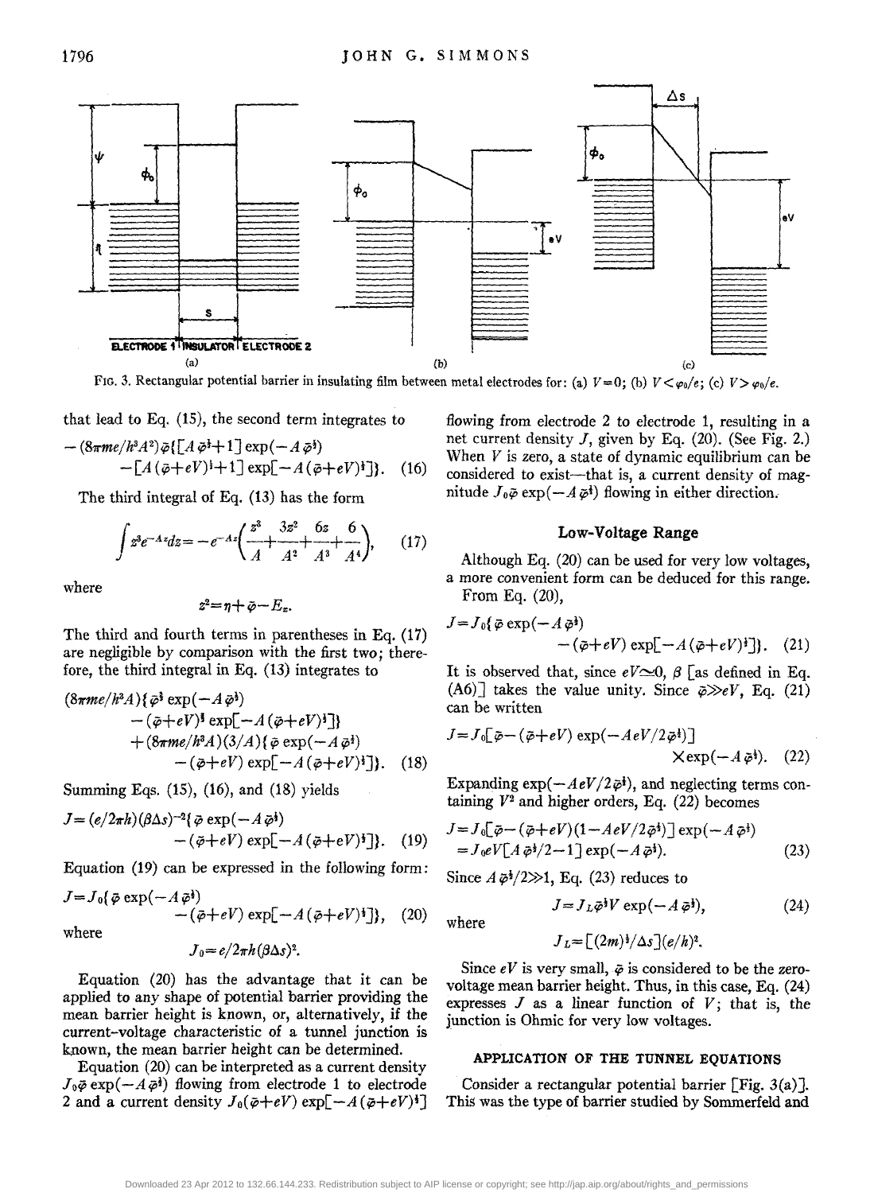FIG. 3. Rectangular potential barrier in insulating film between metal electrodes for: (a) $V=0$; (b) $V<\varphi_0/e$; (c) $V>\varphi_0/e$.

that lead to Eq. (15), the second term integrates to

$$-(8\pi me/h^3A^2)\bar{\varphi}\{[A\bar{\varphi}^{\frac{1}{2}}+1]\exp(-A\bar{\varphi}^{\frac{1}{2}}) -[A(\bar{\varphi}+eV)^{\frac{1}{2}}+1]\exp[-A(\bar{\varphi}+eV)^{\frac{1}{2}}]\}. \quad (16)$$

The third integral of Eq. (13) has the form

$$\int z^3 e^{-Az}dz = -e^{-Az}\left(\frac{z^3}{A}+\frac{3z^2}{A^2}+\frac{6z}{A^3}+\frac{6}{A^4}\right), \quad (17)$$

where

$$z^2=\eta+\bar{\varphi}-E_x.$$

The third and fourth terms in parentheses in Eq. (17) are negligible by comparison with the first two; therefore, the third integral in Eq. (13) integrates to

$$(8\pi me/h^3A)\{\bar{\varphi}^{\frac{3}{2}}\exp(-A\bar{\varphi}^{\frac{1}{2}}) -(\bar{\varphi}+eV)^{\frac{3}{2}}\exp[-A(\bar{\varphi}+eV)^{\frac{1}{2}}]\} +(8\pi me/h^3A)(3/A)\{\bar{\varphi}\exp(-A\bar{\varphi}^{\frac{1}{2}}) -(\bar{\varphi}+eV)\exp[-A(\bar{\varphi}+eV)^{\frac{1}{2}}]\}. \quad (18)$$

Summing Eqs. (15), (16), and (18) yields

$$J=(e/2\pi h)(\beta\Delta s)^{-2}\{\bar{\varphi}\exp(-A\bar{\varphi}^{\frac{1}{2}}) -(\bar{\varphi}+eV)\exp[-A(\bar{\varphi}+eV)^{\frac{1}{2}}]\}. \quad (19)$$

Equation (19) can be expressed in the following form:

$$J=J_0\{\bar{\varphi}\exp(-A\bar{\varphi}^{\frac{1}{2}}) -(\bar{\varphi}+eV)\exp[-A(\bar{\varphi}+eV)^{\frac{1}{2}}]\}, \quad (20)$$

where

$$J_0=e/2\pi h(\beta\Delta s)^2.$$

Equation (20) has the advantage that it can be applied to any shape of potential barrier providing the mean barrier height is known, or, alternatively, if the current-voltage characteristic of a tunnel junction is known, the mean barrier height can be determined.

Equation (20) can be interpreted as a current density $J_0\bar{\varphi}\exp(-A\bar{\varphi}^{\frac{1}{2}})$ flowing from electrode 1 to electrode 2 and a current density $J_0(\bar{\varphi}+eV)\exp[-A(\bar{\varphi}+eV)^{\frac{1}{2}}]$ flowing from electrode 2 to electrode 1, resulting in a net current density $J$, given by Eq. (20). (See Fig. 2.) When $V$ is zero, a state of dynamic equilibrium can be considered to exist—that is, a current density of magnitude $J_0\bar{\varphi}\exp(-A\bar{\varphi}^{\frac{1}{2}})$ flowing in either direction.

## Low-Voltage Range

Although Eq. (20) can be used for very low voltages, a more convenient form can be deduced for this range. From Eq. (20),

$$J=J_0\{\bar{\varphi}\exp(-A\bar{\varphi}^{\frac{1}{2}}) -(\bar{\varphi}+eV)\exp[-A(\bar{\varphi}+eV)^{\frac{1}{2}}]\}. \quad (21)$$

It is observed that, since $eV\simeq 0$, $\beta$ [as defined in Eq. (A6)] takes the value unity. Since $\bar{\varphi}\gg eV$, Eq. (21) can be written

$$J=J_0[\bar{\varphi}-(\bar{\varphi}+eV)\exp(-AeV/2\bar{\varphi}^{\frac{1}{2}})] \times\exp(-A\bar{\varphi}^{\frac{1}{2}}). \quad (22)$$

Expanding $\exp(-AeV/2\bar{\varphi}^{\frac{1}{2}})$, and neglecting terms containing $V^2$ and higher orders, Eq. (22) becomes

$$J=J_0[\bar{\varphi}-(\bar{\varphi}+eV)(1-AeV/2\bar{\varphi}^{\frac{1}{2}})]\exp(-A\bar{\varphi}^{\frac{1}{2}}) =J_0eV[A\bar{\varphi}^{\frac{1}{2}}/2-1]\exp(-A\bar{\varphi}^{\frac{1}{2}}). \quad (23)$$

Since $A\bar{\varphi}^{\frac{1}{2}}/2\gg 1$, Eq. (23) reduces to

$$J=J_L\bar{\varphi}^{\frac{1}{2}}V\exp(-A\bar{\varphi}^{\frac{1}{2}}), \quad (24)$$

where

$$J_L=[(2m)^{\frac{1}{2}}/\Delta s](e/h)^2.$$

Since $eV$ is very small, $\bar{\varphi}$ is considered to be the zero-voltage mean barrier height. Thus, in this case, Eq. (24) expresses $J$ as a linear function of $V$; that is, the junction is Ohmic for very low voltages.

## APPLICATION OF THE TUNNEL EQUATIONS

Consider a rectangular potential barrier [Fig. 3(a)]. This was the type of barrier studied by Sommerfeld and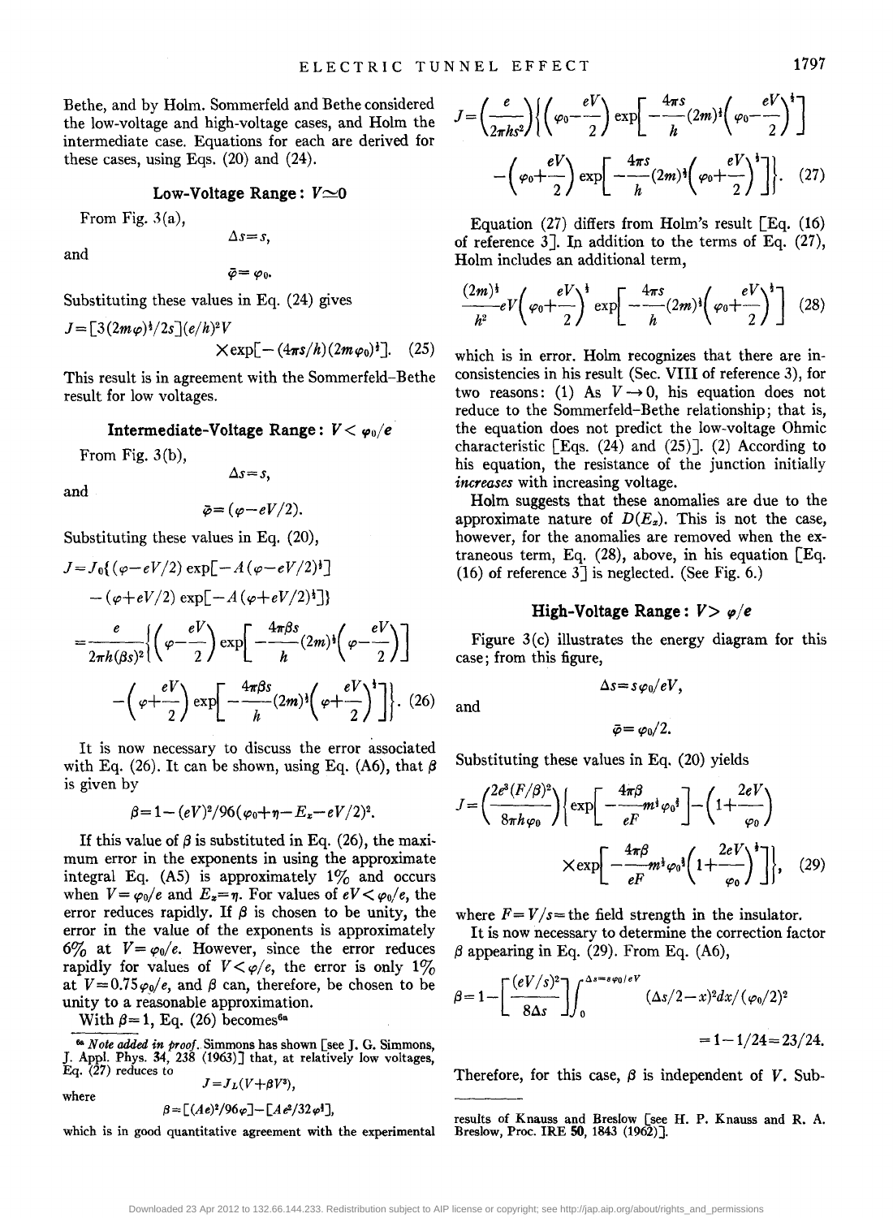Bethe, and by Holm. Sommerfeld and Bethe considered the low-voltage and high-voltage cases, and Holm the intermediate case. Equations for each are derived for these cases, using Eqs. (20) and (24).

### Low-Voltage Range: $V \simeq 0$

From Fig. 3(a),

$$\Delta s = s,$$

and

$$\bar{\varphi} = \varphi_0.$$

Substituting these values in Eq. (24) gives

$$J = [3(2m\varphi)^{\frac{1}{2}}/2s](e/h)^2 V \times \exp[-(4\pi s/h)(2m\varphi_0)^{\frac{1}{2}}]. \quad (25)$$

This result is in agreement with the Sommerfeld–Bethe result for low voltages.

### Intermediate-Voltage Range: $V < \varphi_0/e$

From Fig. 3(b),

$$\Delta s = s,$$

and

$$\bar{\varphi} = (\varphi - eV/2).$$

Substituting these values in Eq. (20),

$$J = J_0\{(\varphi - eV/2)\exp[-A(\varphi - eV/2)^{\frac{1}{2}}] - (\varphi + eV/2)\exp[-A(\varphi + eV/2)^{\frac{1}{2}}]\}$$

$$= \frac{e}{2\pi h(\beta s)^2}\left\{\left(\varphi - \frac{eV}{2}\right)\exp\left[-\frac{4\pi\beta s}{h}(2m)^{\frac{1}{2}}\left(\varphi - \frac{eV}{2}\right)\right] - \left(\varphi + \frac{eV}{2}\right)\exp\left[-\frac{4\pi\beta s}{h}(2m)^{\frac{1}{2}}\left(\varphi + \frac{eV}{2}\right)^{\frac{1}{2}}\right]\right\}. \quad (26)$$

It is now necessary to discuss the error associated with Eq. (26). It can be shown, using Eq. (A6), that $\beta$ is given by

$$\beta = 1 - (eV)^2/96(\varphi_0 + \eta - E_x - eV/2)^2.$$

If this value of $\beta$ is substituted in Eq. (26), the maximum error in the exponents in using the approximate integral Eq. (A5) is approximately 1% and occurs when $V = \varphi_0/e$ and $E_x = \eta$. For values of $eV < \varphi_0/e$, the error reduces rapidly. If $\beta$ is chosen to be unity, the error in the value of the exponents is approximately 6% at $V = \varphi_0/e$. However, since the error reduces rapidly for values of $V < \varphi/e$, the error is only 1% at $V = 0.75\varphi_0/e$, and $\beta$ can, therefore, be chosen to be unity to a reasonable approximation.

With $\beta = 1$, Eq. (26) becomes[6a]

$$J = \left(\frac{e}{2\pi h s^2}\right)\left\{\left(\varphi_0 - \frac{eV}{2}\right)\exp\left[-\frac{4\pi s}{h}(2m)^{\frac{1}{2}}\left(\varphi_0 - \frac{eV}{2}\right)^{\frac{1}{2}}\right] - \left(\varphi_0 + \frac{eV}{2}\right)\exp\left[-\frac{4\pi s}{h}(2m)^{\frac{1}{2}}\left(\varphi_0 + \frac{eV}{2}\right)^{\frac{1}{2}}\right]\right\}. \quad (27)$$

Equation (27) differs from Holm's result [Eq. (16) of reference 3]. In addition to the terms of Eq. (27), Holm includes an additional term,

$$\frac{(2m)^{\frac{1}{2}}}{h^2} eV\left(\varphi_0 + \frac{eV}{2}\right)^{\frac{1}{2}}\exp\left[-\frac{4\pi s}{h}(2m)^{\frac{1}{2}}\left(\varphi_0 + \frac{eV}{2}\right)^{\frac{1}{2}}\right] \quad (28)$$

which is in error. Holm recognizes that there are inconsistencies in his result (Sec. VIII of reference 3), for two reasons: (1) As $V \to 0$, his equation does not reduce to the Sommerfeld–Bethe relationship; that is, the equation does not predict the low-voltage Ohmic characteristic [Eqs. (24) and (25)]. (2) According to his equation, the resistance of the junction initially *increases* with increasing voltage.

Holm suggests that these anomalies are due to the approximate nature of $D(E_x)$. This is not the case, however, for the anomalies are removed when the extraneous term, Eq. (28), above, in his equation [Eq. (16) of reference 3] is neglected. (See Fig. 6.)

### High-Voltage Range: $V > \varphi/e$

Figure 3(c) illustrates the energy diagram for this case; from this figure,

$$\Delta s = s\varphi_0/eV,$$

and

$$\bar{\varphi} = \varphi_0/2.$$

Substituting these values in Eq. (20) yields

$$J = \left(\frac{2e^3(F/\beta)^2}{8\pi h\varphi_0}\right)\left\{\exp\left[-\frac{4\pi\beta}{eF}m^{\frac{1}{2}}\varphi_0^{\frac{3}{2}}\right] - \left(1 + \frac{2eV}{\varphi_0}\right)\times\exp\left[-\frac{4\pi\beta}{eF}m^{\frac{1}{2}}\varphi_0^{\frac{3}{2}}\left(1 + \frac{2eV}{\varphi_0}\right)^{\frac{1}{2}}\right]\right\}, \quad (29)$$

where $F = V/s$ = the field strength in the insulator.

It is now necessary to determine the correction factor $\beta$ appearing in Eq. (29). From Eq. (A6),

$$\beta = 1 - \left[\frac{(eV/s)^2}{8\Delta s}\right]\int_0^{\Delta s = s\varphi_0/eV}(\Delta s/2 - x)^2 dx/(\varphi_0/2)^2 = 1 - 1/24 = 23/24.$$

Therefore, for this case, $\beta$ is independent of $V$. Sub-

---

[6a] *Note added in proof.* Simmons has shown [see J. G. Simmons, J. Appl. Phys. **34**, 238 (1963)] that, at relatively low voltages, Eq. (27) reduces to

$$J = J_L(V + \beta V^3),$$

where

$$\beta = [(Ae)^2/96\varphi] - [Ae^2/32\varphi^{\frac{3}{2}}],$$

which is in good quantitative agreement with the experimental results of Knauss and Breslow [see H. P. Knauss and R. A. Breslow, Proc. IRE **50**, 1843 (1962)].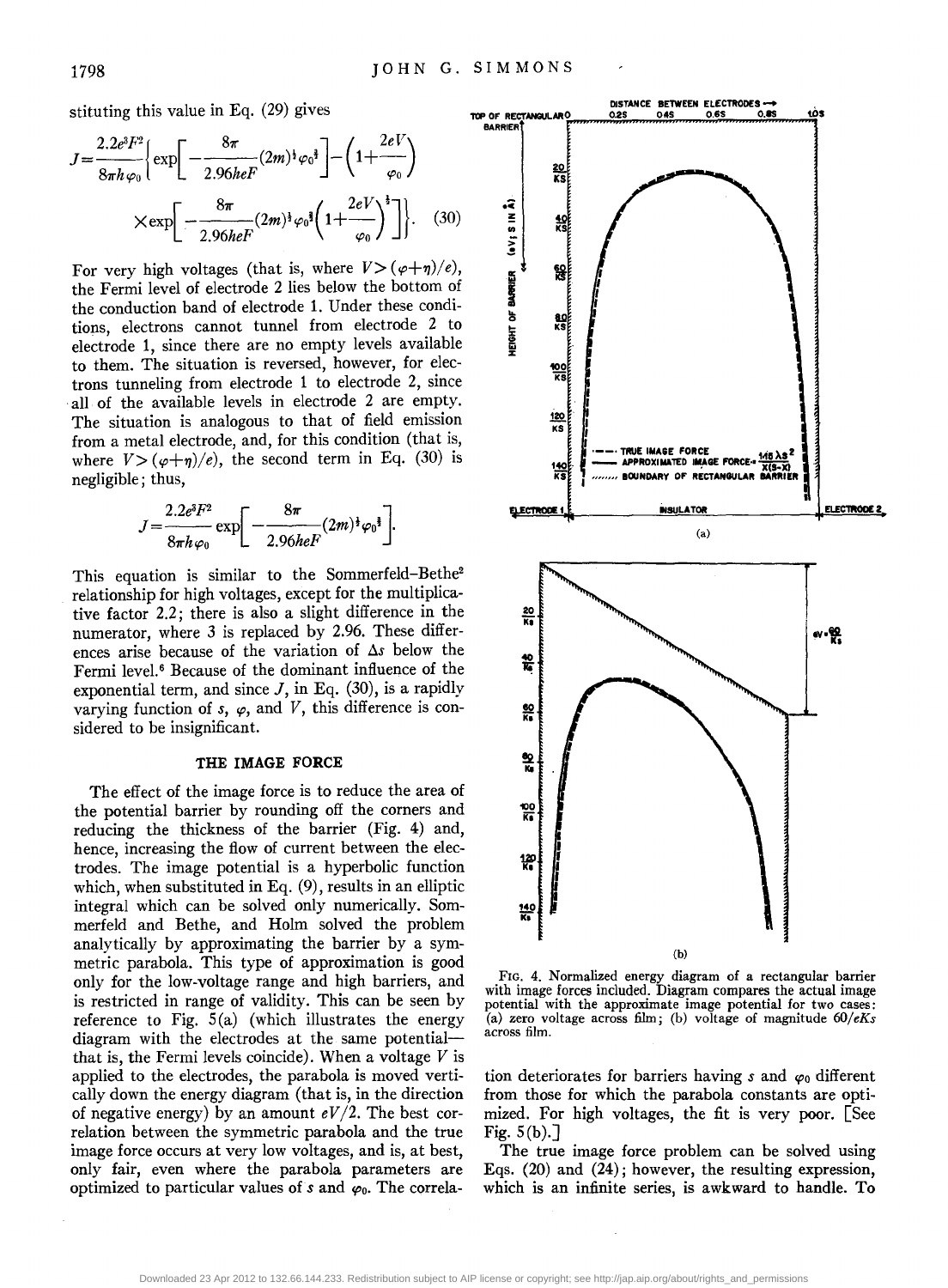stituting this value in Eq. (29) gives

$$J=\frac{2.2e^3F^2}{8\pi h\varphi_0}\left\{\exp\left[-\frac{8\pi}{2.96heF}(2m)^{\frac{1}{2}}\varphi_0^{\frac{3}{2}}\right]-\left(1+\frac{2eV}{\varphi_0}\right)\right.$$
$$\left.\times\exp\left[-\frac{8\pi}{2.96heF}(2m)^{\frac{1}{2}}\varphi_0^{\frac{3}{2}}\left(1+\frac{2eV}{\varphi_0}\right)^{\frac{1}{2}}\right]\right\}. \quad (30)$$

For very high voltages (that is, where $V>(\varphi+\eta)/e$), the Fermi level of electrode 2 lies below the bottom of the conduction band of electrode 1. Under these conditions, electrons cannot tunnel from electrode 2 to electrode 1, since there are no empty levels available to them. The situation is reversed, however, for electrons tunneling from electrode 1 to electrode 2, since all of the available levels in electrode 2 are empty. The situation is analogous to that of field emission from a metal electrode, and, for this condition (that is, where $V>(\varphi+\eta)/e$), the second term in Eq. (30) is negligible; thus,

$$J=\frac{2.2e^3F^2}{8\pi h\varphi_0}\exp\left[-\frac{8\pi}{2.96heF}(2m)^{\frac{1}{2}}\varphi_0^{\frac{3}{2}}\right].$$

This equation is similar to the Sommerfeld–Bethe[2] relationship for high voltages, except for the multiplicative factor 2.2; there is also a slight difference in the numerator, where 3 is replaced by 2.96. These differences arise because of the variation of $\Delta s$ below the Fermi level.[6] Because of the dominant influence of the exponential term, and since $J$, in Eq. (30), is a rapidly varying function of $s$, $\varphi$, and $V$, this difference is considered to be insignificant.

## THE IMAGE FORCE

The effect of the image force is to reduce the area of the potential barrier by rounding off the corners and reducing the thickness of the barrier (Fig. 4) and, hence, increasing the flow of current between the electrodes. The image potential is a hyperbolic function which, when substituted in Eq. (9), results in an elliptic integral which can be solved only numerically. Sommerfeld and Bethe, and Holm solved the problem analytically by approximating the barrier by a symmetric parabola. This type of approximation is good only for the low-voltage range and high barriers, and is restricted in range of validity. This can be seen by reference to Fig. 5(a) (which illustrates the energy diagram with the electrodes at the same potential—that is, the Fermi levels coincide). When a voltage $V$ is applied to the electrodes, the parabola is moved vertically down the energy diagram (that is, in the direction of negative energy) by an amount $eV/2$. The best correlation between the symmetric parabola and the true image force occurs at very low voltages, and is, at best, only fair, even where the parabola parameters are optimized to particular values of $s$ and $\varphi_0$. The correlation deteriorates for barriers having $s$ and $\varphi_0$ different from those for which the parabola constants are optimized. For high voltages, the fit is very poor. [See Fig. 5(b).]

The true image force problem can be solved using Eqs. (20) and (24); however, the resulting expression, which is an infinite series, is awkward to handle. To

FIG. 4. Normalized energy diagram of a rectangular barrier with image forces included. Diagram compares the actual image potential with the approximate image potential for two cases: (a) zero voltage across film; (b) voltage of magnitude $60/eKs$ across film.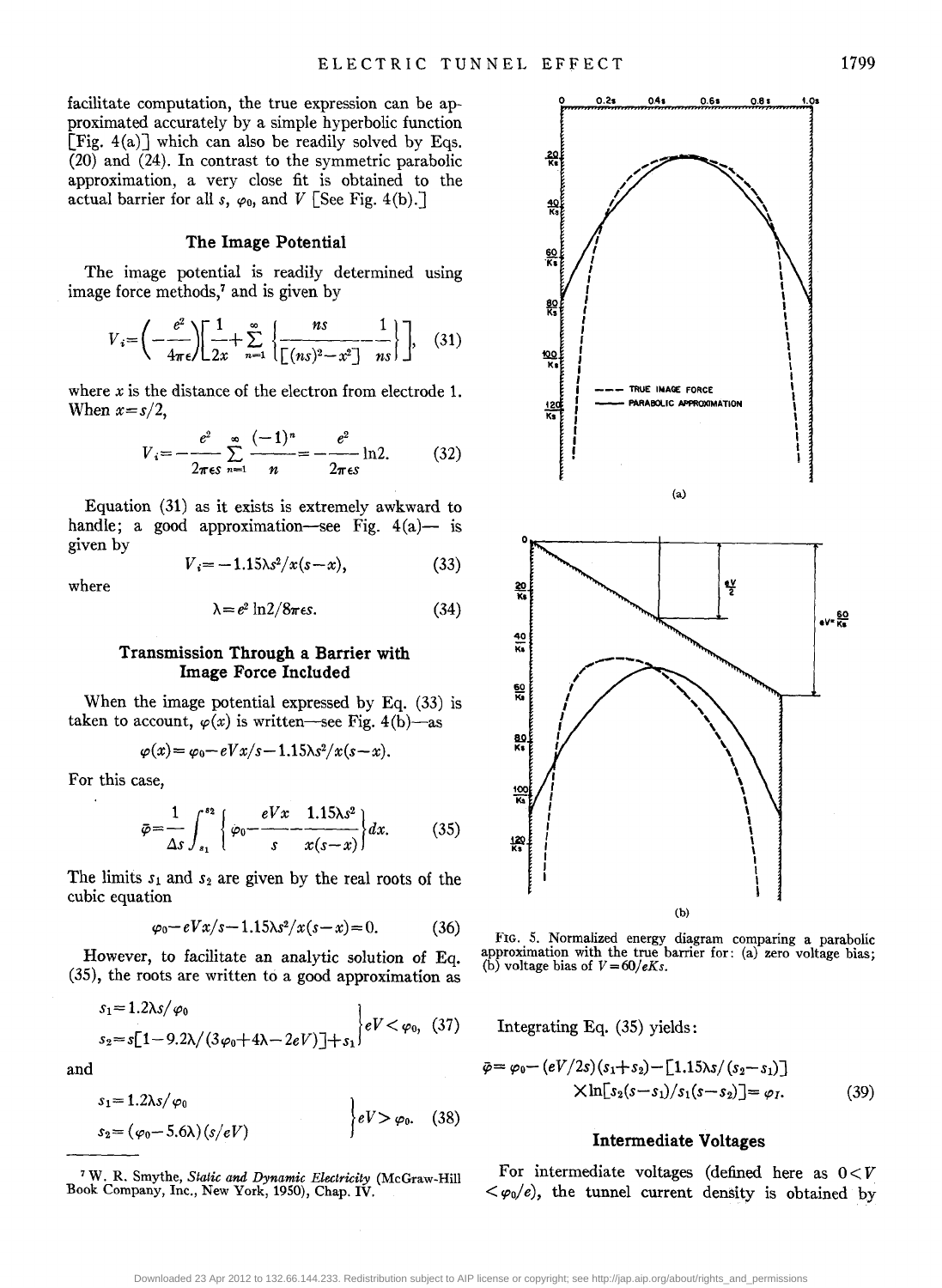facilitate computation, the true expression can be approximated accurately by a simple hyperbolic function [Fig. 4(a)] which can also be readily solved by Eqs. (20) and (24). In contrast to the symmetric parabolic approximation, a very close fit is obtained to the actual barrier for all $s$, $\varphi_0$, and $V$ [See Fig. 4(b).]

### The Image Potential

The image potential is readily determined using image force methods,[7] and is given by

$$V_i = \left(-\frac{e^2}{4\pi\epsilon}\right)\left[\frac{1}{2x} + \sum_{n=1}^{\infty}\left\{\frac{ns}{[(ns)^2 - x^2]} - \frac{1}{ns}\right\}\right], \quad (31)$$

where $x$ is the distance of the electron from electrode 1. When $x = s/2$,

$$V_i = -\frac{e^2}{2\pi\epsilon s}\sum_{n=1}^{\infty}\frac{(-1)^n}{n} = -\frac{e^2}{2\pi\epsilon s}\ln 2. \quad (32)$$

Equation (31) as it exists is extremely awkward to handle; a good approximation—see Fig. 4(a)— is given by

$$V_i = -1.15\lambda s^2/x(s-x), \quad (33)$$

where

$$\lambda = e^2 \ln 2/8\pi\epsilon s. \quad (34)$$

### Transmission Through a Barrier with Image Force Included

When the image potential expressed by Eq. (33) is taken to account, $\varphi(x)$ is written—see Fig. 4(b)—as

$$\varphi(x) = \varphi_0 - eVx/s - 1.15\lambda s^2/x(s-x).$$

For this case,

$$\bar{\varphi} = \frac{1}{\Delta s}\int_{s_1}^{s_2}\left\{\varphi_0 - \frac{eVx}{s} - \frac{1.15\lambda s^2}{x(s-x)}\right\}dx. \quad (35)$$

The limits $s_1$ and $s_2$ are given by the real roots of the cubic equation

$$\varphi_0 - eVx/s - 1.15\lambda s^2/x(s-x) = 0. \quad (36)$$

However, to facilitate an analytic solution of Eq. (35), the roots are written to a good approximation as

$$\left.\begin{aligned} s_1 &= 1.2\lambda s/\varphi_0 \\ s_2 &= s[1 - 9.2\lambda/(3\varphi_0 + 4\lambda - 2eV)] + s_1 \end{aligned}\right\} eV < \varphi_0, \quad (37)$$

and

$$\left.\begin{aligned} s_1 &= 1.2\lambda s/\varphi_0 \\ s_2 &= (\varphi_0 - 5.6\lambda)(s/eV) \end{aligned}\right\} eV > \varphi_0. \quad (38)$$

[7] W. R. Smythe, *Static and Dynamic Electricity* (McGraw-Hill Book Company, Inc., New York, 1950), Chap. IV.

FIG. 5. Normalized energy diagram comparing a parabolic approximation with the true barrier for: (a) zero voltage bias; (b) voltage bias of $V = 60/eKs$.

Integrating Eq. (35) yields:

$$\bar{\varphi} = \varphi_0 - (eV/2s)(s_1 + s_2) - [1.15\lambda s/(s_2 - s_1)] \times \ln[s_2(s - s_1)/s_1(s - s_2)] = \varphi_I. \quad (39)$$

### Intermediate Voltages

For intermediate voltages (defined here as $0 < V < \varphi_0/e$), the tunnel current density is obtained by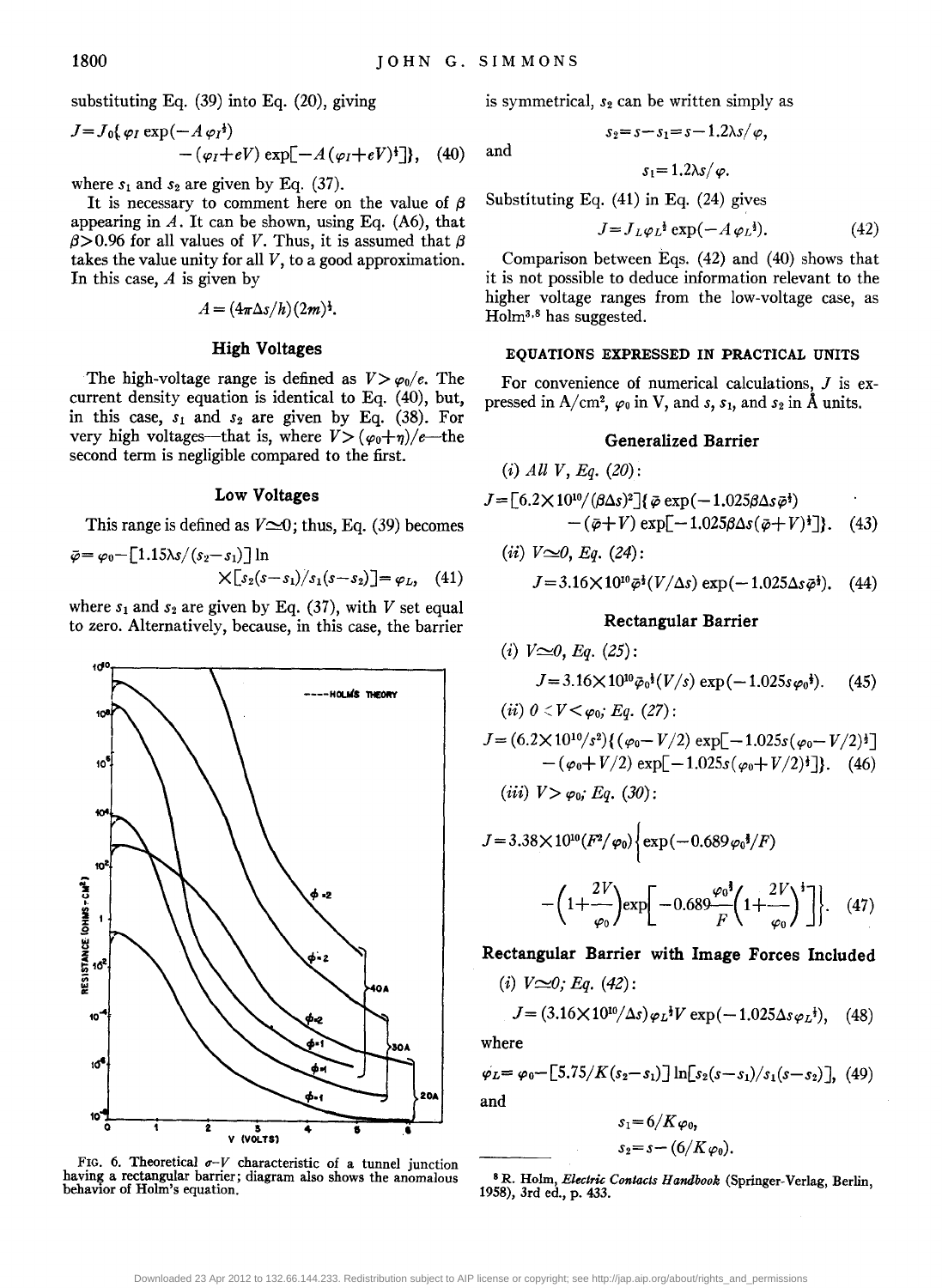substituting Eq. (39) into Eq. (20), giving

$$J=J_0\{\varphi_I \exp(-A\varphi_I^{\frac{1}{2}}) - (\varphi_I+eV)\exp[-A(\varphi_I+eV)^{\frac{1}{2}}]\}, \quad (40)$$

where $s_1$ and $s_2$ are given by Eq. (37).

It is necessary to comment here on the value of $\beta$ appearing in $A$. It can be shown, using Eq. (A6), that $\beta>0.96$ for all values of $V$. Thus, it is assumed that $\beta$ takes the value unity for all $V$, to a good approximation. In this case, $A$ is given by

$$A=(4\pi\Delta s/h)(2m)^{\frac{1}{2}}.$$

### High Voltages

The high-voltage range is defined as $V>\varphi_0/e$. The current density equation is identical to Eq. (40), but, in this case, $s_1$ and $s_2$ are given by Eq. (38). For very high voltages—that is, where $V>(\varphi_0+\eta)/e$—the second term is negligible compared to the first.

### Low Voltages

This range is defined as $V\simeq 0$; thus, Eq. (39) becomes

$$\bar{\varphi}=\varphi_0-[1.15\lambda s/(s_2-s_1)]\ln \times[s_2(s-s_1)/s_1(s-s_2)]=\varphi_L, \quad (41)$$

where $s_1$ and $s_2$ are given by Eq. (37), with $V$ set equal to zero. Alternatively, because, in this case, the barrier is symmetrical, $s_2$ can be written simply as

$$s_2=s-s_1=s-1.2\lambda s/\varphi,$$

and

$$s_1=1.2\lambda s/\varphi.$$

Substituting Eq. (41) in Eq. (24) gives

$$J=J_L\varphi_L^{\frac{1}{2}}\exp(-A\varphi_L^{\frac{1}{2}}). \quad (42)$$

Comparison between Eqs. (42) and (40) shows that it is not possible to deduce information relevant to the higher voltage ranges from the low-voltage case, as Holm[3,8] has suggested.

FIG. 6. Theoretical $\sigma$–$V$ characteristic of a tunnel junction having a rectangular barrier; diagram also shows the anomalous behavior of Holm's equation.

## EQUATIONS EXPRESSED IN PRACTICAL UNITS

For convenience of numerical calculations, $J$ is expressed in A/cm², $\varphi_0$ in V, and $s$, $s_1$, and $s_2$ in Å units.

### Generalized Barrier

(*i*) *All V, Eq. (20)*:

$$J=[6.2\times10^{10}/(\beta\Delta s)^2]\{\bar{\varphi}\exp(-1.025\beta\Delta s\bar{\varphi}^{\frac{1}{2}}) - (\bar{\varphi}+V)\exp[-1.025\beta\Delta s(\bar{\varphi}+V)^{\frac{1}{2}}]\}. \quad (43)$$

(*ii*) $V\simeq 0$, *Eq. (24)*:

$$J=3.16\times10^{10}\bar{\varphi}^{\frac{1}{2}}(V/\Delta s)\exp(-1.025\Delta s\bar{\varphi}^{\frac{1}{2}}). \quad (44)$$

### Rectangular Barrier

(*i*) $V\simeq 0$, *Eq. (25)*:

$$J=3.16\times10^{10}\bar{\varphi}_0^{\frac{1}{2}}(V/s)\exp(-1.025s\varphi_0^{\frac{1}{2}}). \quad (45)$$

(*ii*) $0<V<\varphi_0$; *Eq. (27)*:

$$J=(6.2\times10^{10}/s^2)\{(\varphi_0-V/2)\exp[-1.025s(\varphi_0-V/2)^{\frac{1}{2}}] - (\varphi_0+V/2)\exp[-1.025s(\varphi_0+V/2)^{\frac{1}{2}}]\}. \quad (46)$$

(*iii*) $V>\varphi_0$; *Eq. (30)*:

$$J=3.38\times10^{10}(F^2/\varphi_0)\left\{\exp(-0.689\varphi_0^{\frac{3}{2}}/F) - \left(1+\frac{2V}{\varphi_0}\right)\exp\left[-0.689\frac{\varphi_0^{\frac{3}{2}}}{F}\left(1+\frac{2V}{\varphi_0}\right)^{\frac{1}{2}}\right]\right\}. \quad (47)$$

### Rectangular Barrier with Image Forces Included

(*i*) $V\simeq 0$; *Eq. (42)*:

$$J=(3.16\times10^{10}/\Delta s)\varphi_L^{\frac{1}{2}}V\exp(-1.025\Delta s\varphi_L^{\frac{1}{2}}), \quad (48)$$

where

$$\varphi_L=\varphi_0-[5.75/K(s_2-s_1)]\ln[s_2(s-s_1)/s_1(s-s_2)], \quad (49)$$

and

$$s_1=6/K\varphi_0,$$
$$s_2=s-(6/K\varphi_0).$$

[8] R. Holm, *Electric Contacts Handbook* (Springer-Verlag, Berlin, 1958), 3rd ed., p. 433.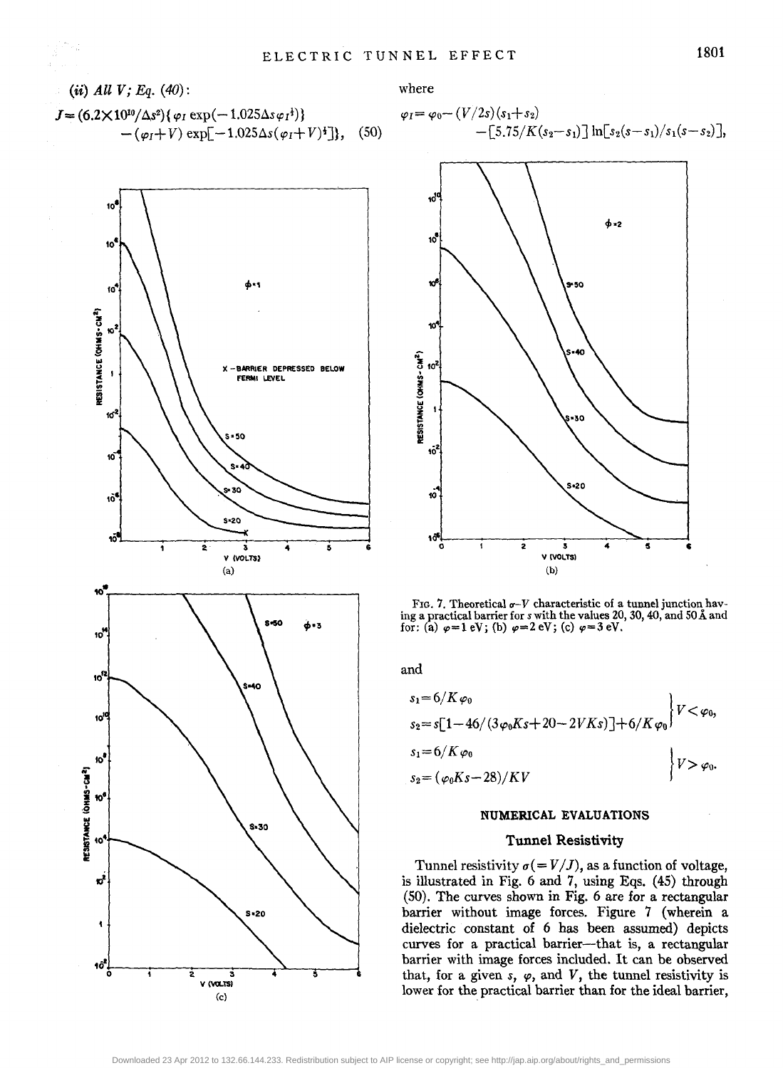*(ii) All V; Eq. (40):*

$$J=(6.2\times10^{10}/\Delta s^2)\{\varphi_I\exp(-1.025\Delta s\varphi_I^{\frac{1}{2}})-(\varphi_I+V)\exp[-1.025\Delta s(\varphi_I+V)^{\frac{1}{2}}]\},\quad(50)$$

where

$$\varphi_I=\varphi_0-(V/2s)(s_1+s_2)-[5.75/K(s_2-s_1)]\ln[s_2(s-s_1)/s_1(s-s_2)],$$

and

$$\left.\begin{aligned}s_1&=6/K\varphi_0\\ s_2&=s[1-46/(3\varphi_0Ks+20-2VKs)]+6/K\varphi_0\end{aligned}\right\}V<\varphi_0,$$

$$\left.\begin{aligned}s_1&=6/K\varphi_0\\ s_2&=(\varphi_0Ks-28)/KV\end{aligned}\right\}V>\varphi_0.$$

FIG. 7. Theoretical $\sigma$–$V$ characteristic of a tunnel junction having a practical barrier for $s$ with the values 20, 30, 40, and 50 Å and for: (a) $\varphi=1$ eV; (b) $\varphi=2$ eV; (c) $\varphi=3$ eV.

## NUMERICAL EVALUATIONS

### Tunnel Resistivity

Tunnel resistivity $\sigma(=V/J)$, as a function of voltage, is illustrated in Fig. 6 and 7, using Eqs. (45) through (50). The curves shown in Fig. 6 are for a rectangular barrier without image forces. Figure 7 (wherein a dielectric constant of 6 has been assumed) depicts curves for a practical barrier—that is, a rectangular barrier with image forces included. It can be observed that, for a given $s$, $\varphi$, and $V$, the tunnel resistivity is lower for the practical barrier than for the ideal barrier,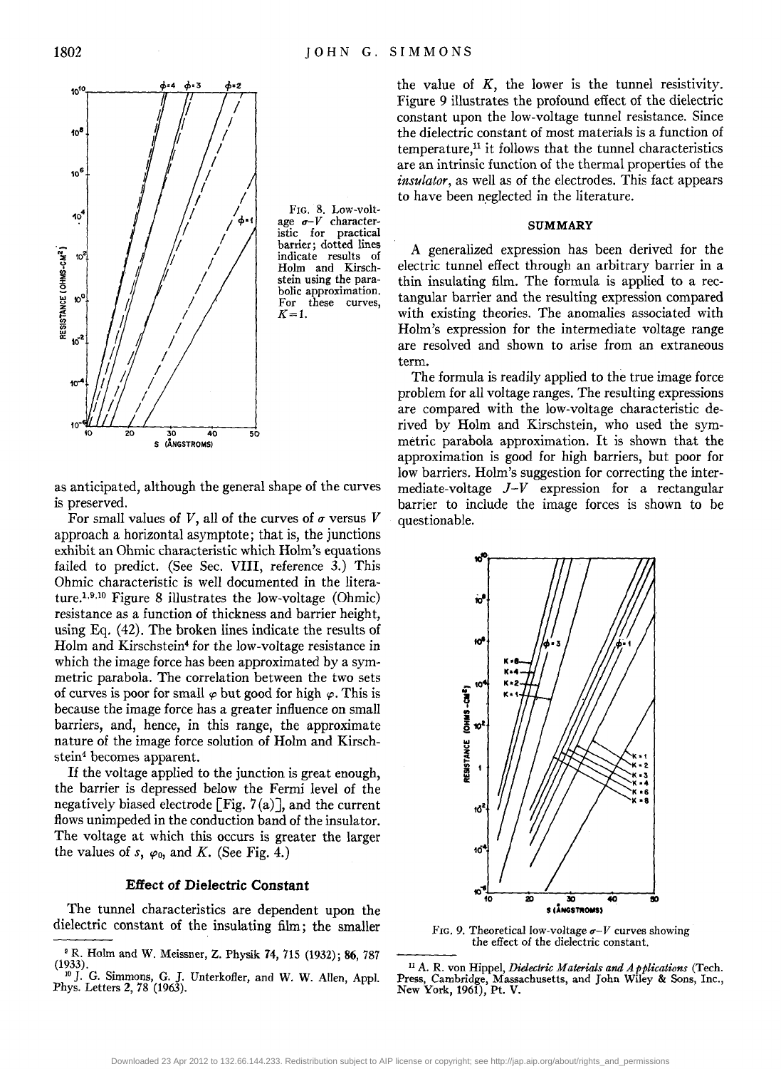FIG. 8. Low-voltage $\sigma$–$V$ characteristic for practical barrier; dotted lines indicate results of Holm and Kirschstein using the parabolic approximation. For these curves, $K=1$.

as anticipated, although the general shape of the curves is preserved.

For small values of $V$, all of the curves of $\sigma$ versus $V$ approach a horizontal asymptote; that is, the junctions exhibit an Ohmic characteristic which Holm's equations failed to predict. (See Sec. VIII, reference 3.) This Ohmic characteristic is well documented in the literature.[1,9,10] Figure 8 illustrates the low-voltage (Ohmic) resistance as a function of thickness and barrier height, using Eq. (42). The broken lines indicate the results of Holm and Kirschstein[4] for the low-voltage resistance in which the image force has been approximated by a symmetric parabola. The correlation between the two sets of curves is poor for small $\varphi$ but good for high $\varphi$. This is because the image force has a greater influence on small barriers, and, hence, in this range, the approximate nature of the image force solution of Holm and Kirschstein[4] becomes apparent.

If the voltage applied to the junction is great enough, the barrier is depressed below the Fermi level of the negatively biased electrode [Fig. 7(a)], and the current flows unimpeded in the conduction band of the insulator. The voltage at which this occurs is greater the larger the values of $s$, $\varphi_0$, and $K$. (See Fig. 4.)

### Effect of Dielectric Constant

The tunnel characteristics are dependent upon the dielectric constant of the insulating film; the smaller the value of $K$, the lower is the tunnel resistivity. Figure 9 illustrates the profound effect of the dielectric constant upon the low-voltage tunnel resistance. Since the dielectric constant of most materials is a function of temperature,[11] it follows that the tunnel characteristics are an intrinsic function of the thermal properties of the *insulator*, as well as of the electrodes. This fact appears to have been neglected in the literature.

## SUMMARY

A generalized expression has been derived for the electric tunnel effect through an arbitrary barrier in a thin insulating film. The formula is applied to a rectangular barrier and the resulting expression compared with existing theories. The anomalies associated with Holm's expression for the intermediate voltage range are resolved and shown to arise from an extraneous term.

The formula is readily applied to the true image force problem for all voltage ranges. The resulting expressions are compared with the low-voltage characteristic derived by Holm and Kirschstein, who used the symmetric parabola approximation. It is shown that the approximation is good for high barriers, but poor for low barriers. Holm's suggestion for correcting the intermediate-voltage $J$–$V$ expression for a rectangular barrier to include the image forces is shown to be questionable.

FIG. 9. Theoretical low-voltage $\sigma$–$V$ curves showing the effect of the dielectric constant.

[9] R. Holm and W. Meissner, Z. Physik **74**, 715 (1932); **86**, 787 (1933).

[10] J. G. Simmons, G. J. Unterkofler, and W. W. Allen, Appl. Phys. Letters **2**, 78 (1963).

[11] A. R. von Hippel, *Dielectric Materials and Applications* (Tech. Press, Cambridge, Massachusetts, and John Wiley & Sons, Inc., New York, 1961), Pt. V.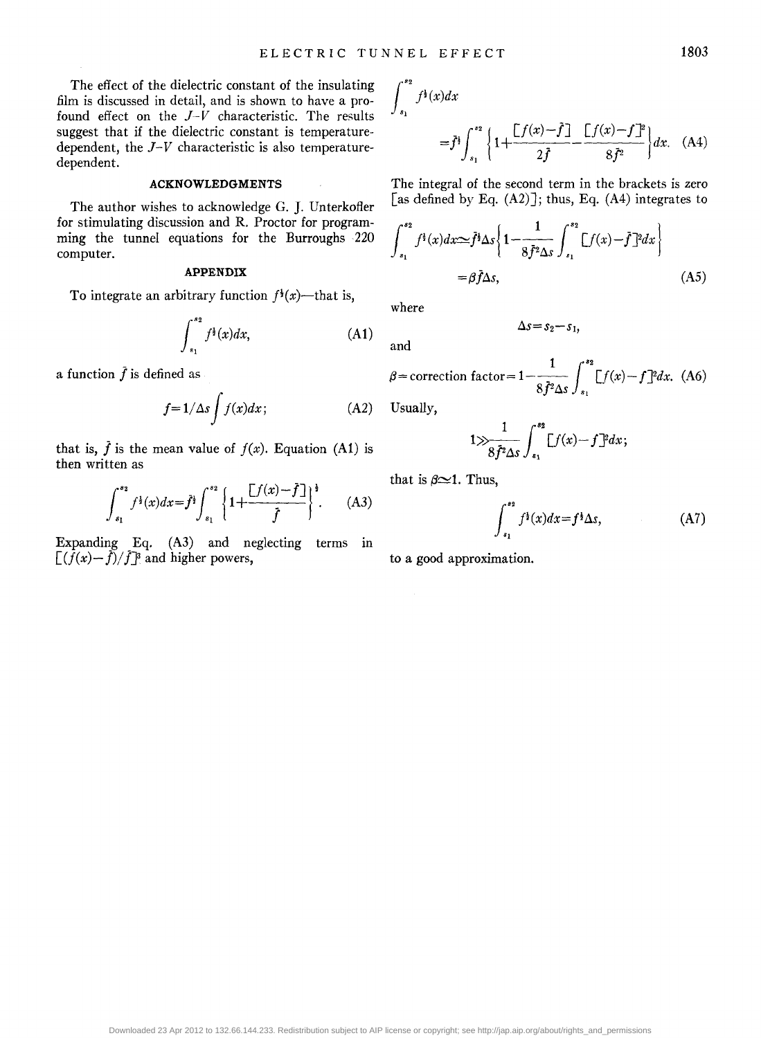The effect of the dielectric constant of the insulating film is discussed in detail, and is shown to have a profound effect on the $J$–$V$ characteristic. The results suggest that if the dielectric constant is temperature-dependent, the $J$–$V$ characteristic is also temperature-dependent.

## ACKNOWLEDGMENTS

The author wishes to acknowledge G. J. Unterkofler for stimulating discussion and R. Proctor for programming the tunnel equations for the Burroughs 220 computer.

## APPENDIX

To integrate an arbitrary function $f^{\frac{1}{2}}(x)$—that is,

$$\int_{s_1}^{s_2} f^{\frac{1}{2}}(x)dx, \tag{A1}$$

a function $\bar{f}$ is defined as

$$f = 1/\Delta s \int f(x)dx; \tag{A2}$$

that is, $\bar{f}$ is the mean value of $f(x)$. Equation (A1) is then written as

$$\int_{s_1}^{s_2} f^{\frac{1}{2}}(x)dx = \bar{f}^{\frac{1}{2}} \int_{s_1}^{s_2} \left\{ 1 + \frac{[f(x) - \bar{f}]}{\bar{f}} \right\}^{\frac{1}{2}}. \tag{A3}$$

Expanding Eq. (A3) and neglecting terms in $[(f(x) - \bar{f})/\bar{f}]^3$ and higher powers,

$$\int_{s_1}^{s_2} f^{\frac{1}{2}}(x)dx = \bar{f}^{\frac{1}{2}} \int_{s_1}^{s_2} \left\{ 1 + \frac{[f(x) - \bar{f}]}{2\bar{f}} - \frac{[f(x) - f]^2}{8\bar{f}^2} \right\} dx. \tag{A4}$$

The integral of the second term in the brackets is zero [as defined by Eq. (A2)]; thus, Eq. (A4) integrates to

$$\int_{s_1}^{s_2} f^{\frac{1}{2}}(x)dx \simeq \bar{f}^{\frac{1}{2}} \Delta s \left\{ 1 - \frac{1}{8\bar{f}^2 \Delta s} \int_{s_1}^{s_2} [f(x) - \bar{f}]^2 dx \right\} = \beta \bar{f} \Delta s, \tag{A5}$$

where

$$\Delta s = s_2 - s_1,$$

and

$$\beta = \text{correction factor} = 1 - \frac{1}{8\bar{f}^2 \Delta s} \int_{s_1}^{s_2} [f(x) - f]^2 dx. \tag{A6}$$

Usually,

$$1 \gg \frac{1}{8\bar{f}^2 \Delta s} \int_{s_1}^{s_2} [f(x) - f]^2 dx;$$

that is $\beta \simeq 1$. Thus,

$$\int_{s_1}^{s_2} f^{\frac{1}{2}}(x)dx = f^{\frac{1}{2}} \Delta s, \tag{A7}$$

to a good approximation.